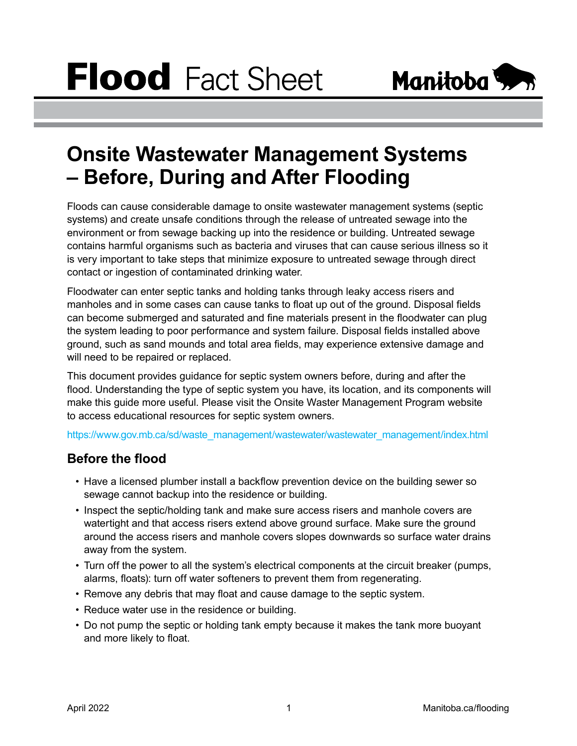# Flood Fact Sheet

Manitoba

## Onsite Wastewater Management Systems – Before, During and After Flooding

Floods can cause considerable damage to onsite wastewater management systems (septic systems) and create unsafe conditions through the release of untreated sewage into the environment or from sewage backing up into the residence or building. Untreated sewage contains harmful organisms such as bacteria and viruses that can cause serious illness so it is very important to take steps that minimize exposure to untreated sewage through direct contact or ingestion of contaminated drinking water.

Floodwater can enter septic tanks and holding tanks through leaky access risers and manholes and in some cases can cause tanks to float up out of the ground. Disposal fields can become submerged and saturated and fine materials present in the floodwater can plug the system leading to poor performance and system failure. Disposal fields installed above ground, such as sand mounds and total area fields, may experience extensive damage and will need to be repaired or replaced.

This document provides guidance for septic system owners before, during and after the flood. Understanding the type of septic system you have, its location, and its components will make this guide more useful. Please visit the Onsite Waster Management Program website to access educational resources for septic system owners.

https://www.gov.mb.ca/sd/waste_management/wastewater/wastewater_management/index.html

### Before the flood

- Have a licensed plumber install a backflow prevention device on the building sewer so sewage cannot backup into the residence or building.
- Inspect the septic/holding tank and make sure access risers and manhole covers are watertight and that access risers extend above ground surface. Make sure the ground around the access risers and manhole covers slopes downwards so surface water drains away from the system.
- Turn off the power to all the system's electrical components at the circuit breaker (pumps, alarms, floats): turn off water softeners to prevent them from regenerating.
- Remove any debris that may float and cause damage to the septic system.
- Reduce water use in the residence or building.
- Do not pump the septic or holding tank empty because it makes the tank more buoyant and more likely to float.

April 2022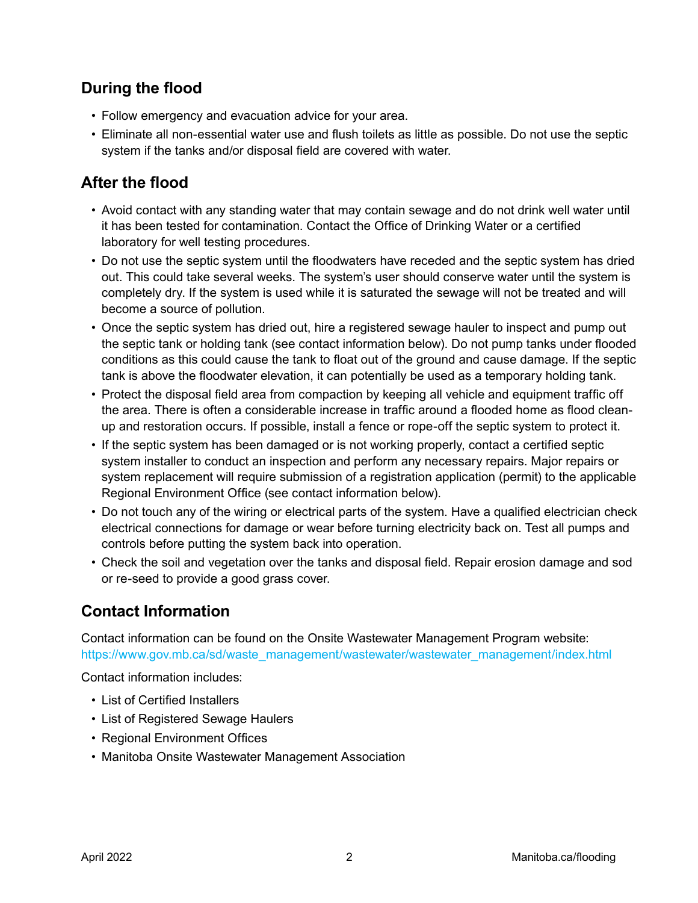## During the flood

- Follow emergency and evacuation advice for your area.
- Eliminate all non-essential water use and flush toilets as little as possible. Do not use the septic system if the tanks and/or disposal field are covered with water.

## After the flood

- Avoid contact with any standing water that may contain sewage and do not drink well water until it has been tested for contamination. Contact the Office of Drinking Water or a certified laboratory for well testing procedures.
- Do not use the septic system until the floodwaters have receded and the septic system has dried out. This could take several weeks. The system's user should conserve water until the system is completely dry. If the system is used while it is saturated the sewage will not be treated and will become a source of pollution.
- Once the septic system has dried out, hire a registered sewage hauler to inspect and pump out the septic tank or holding tank (see contact information below). Do not pump tanks under flooded conditions as this could cause the tank to float out of the ground and cause damage. If the septic tank is above the floodwater elevation, it can potentially be used as a temporary holding tank.
- Protect the disposal field area from compaction by keeping all vehicle and equipment traffic off the area. There is often a considerable increase in traffic around a flooded home as flood clean-up and restoration occurs. If possible, install a fence or rope-off the septic system to protect it.
- If the septic system has been damaged or is not working properly, contact a certified septic system installer to conduct an inspection and perform any necessary repairs. Major repairs or system replacement will require submission of a registration application (permit) to the applicable Regional Environment Office (see contact information below).
- Do not touch any of the wiring or electrical parts of the system. Have a qualified electrician check electrical connections for damage or wear before turning electricity back on. Test all pumps and controls before putting the system back into operation.
- Check the soil and vegetation over the tanks and disposal field. Repair erosion damage and sod or re-seed to provide a good grass cover.

## Contact Information

Contact information can be found on the Onsite Wastewater Management Program website: https://www.gov.mb.ca/sd/waste_management/wastewater/wastewater_management/index.html

Contact information includes:

- List of Certified Installers
- List of Registered Sewage Haulers
- Regional Environment Offices
- Manitoba Onsite Wastewater Management Association